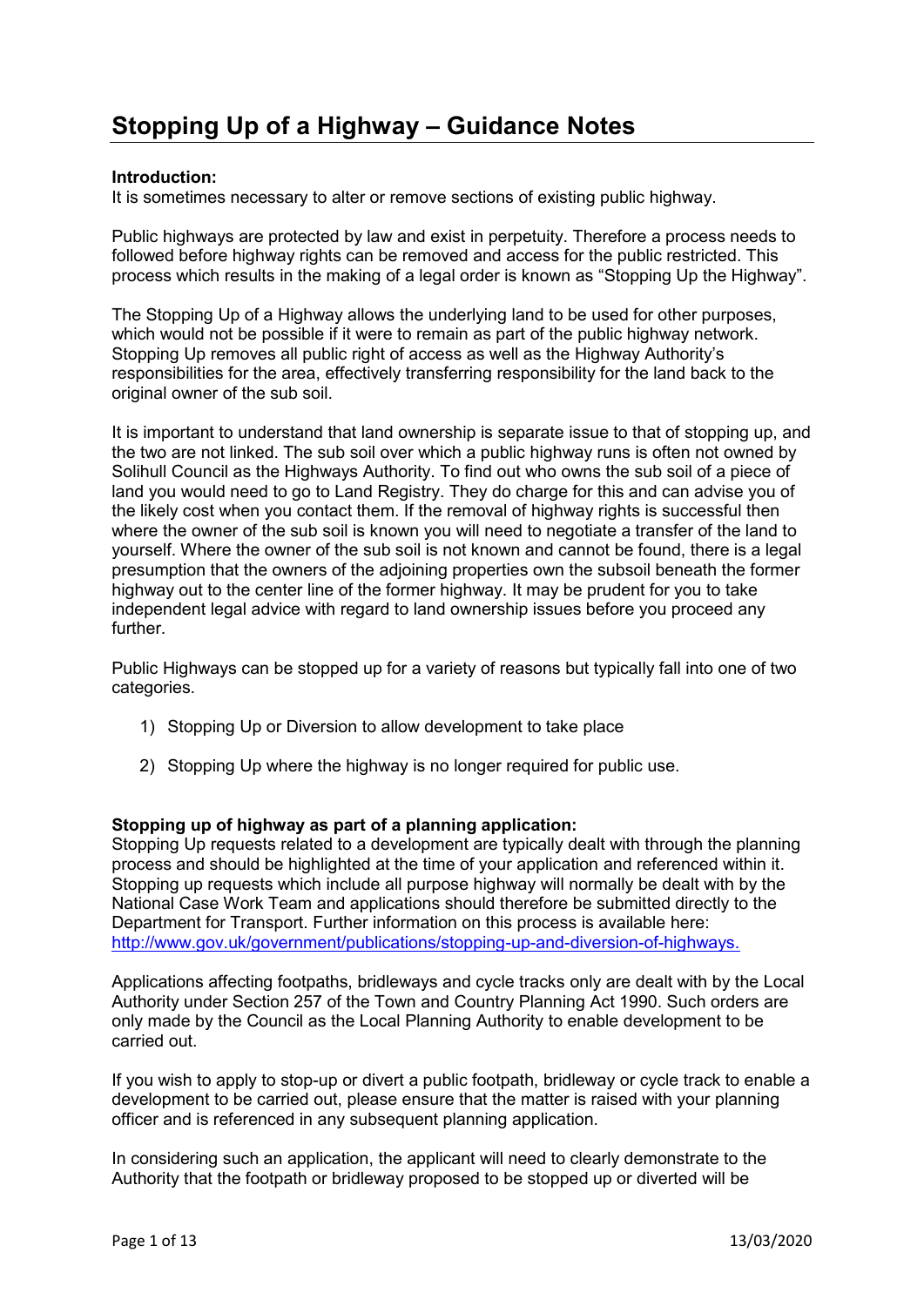# Stopping Up of a Highway – Guidance Notes

**Introduction:**
It is sometimes necessary to alter or remove sections of existing public highway.

Public highways are protected by law and exist in perpetuity. Therefore a process needs to followed before highway rights can be removed and access for the public restricted. This process which results in the making of a legal order is known as "Stopping Up the Highway".

The Stopping Up of a Highway allows the underlying land to be used for other purposes, which would not be possible if it were to remain as part of the public highway network. Stopping Up removes all public right of access as well as the Highway Authority's responsibilities for the area, effectively transferring responsibility for the land back to the original owner of the sub soil.

It is important to understand that land ownership is separate issue to that of stopping up, and the two are not linked. The sub soil over which a public highway runs is often not owned by Solihull Council as the Highways Authority. To find out who owns the sub soil of a piece of land you would need to go to Land Registry. They do charge for this and can advise you of the likely cost when you contact them. If the removal of highway rights is successful then where the owner of the sub soil is known you will need to negotiate a transfer of the land to yourself. Where the owner of the sub soil is not known and cannot be found, there is a legal presumption that the owners of the adjoining properties own the subsoil beneath the former highway out to the center line of the former highway. It may be prudent for you to take independent legal advice with regard to land ownership issues before you proceed any further.

Public Highways can be stopped up for a variety of reasons but typically fall into one of two categories.

1) Stopping Up or Diversion to allow development to take place

2) Stopping Up where the highway is no longer required for public use.

**Stopping up of highway as part of a planning application:**
Stopping Up requests related to a development are typically dealt with through the planning process and should be highlighted at the time of your application and referenced within it. Stopping up requests which include all purpose highway will normally be dealt with by the National Case Work Team and applications should therefore be submitted directly to the Department for Transport. Further information on this process is available here: [http://www.gov.uk/government/publications/stopping-up-and-diversion-of-highways.](http://www.gov.uk/government/publications/stopping-up-and-diversion-of-highways)

Applications affecting footpaths, bridleways and cycle tracks only are dealt with by the Local Authority under Section 257 of the Town and Country Planning Act 1990. Such orders are only made by the Council as the Local Planning Authority to enable development to be carried out.

If you wish to apply to stop-up or divert a public footpath, bridleway or cycle track to enable a development to be carried out, please ensure that the matter is raised with your planning officer and is referenced in any subsequent planning application.

In considering such an application, the applicant will need to clearly demonstrate to the Authority that the footpath or bridleway proposed to be stopped up or diverted will be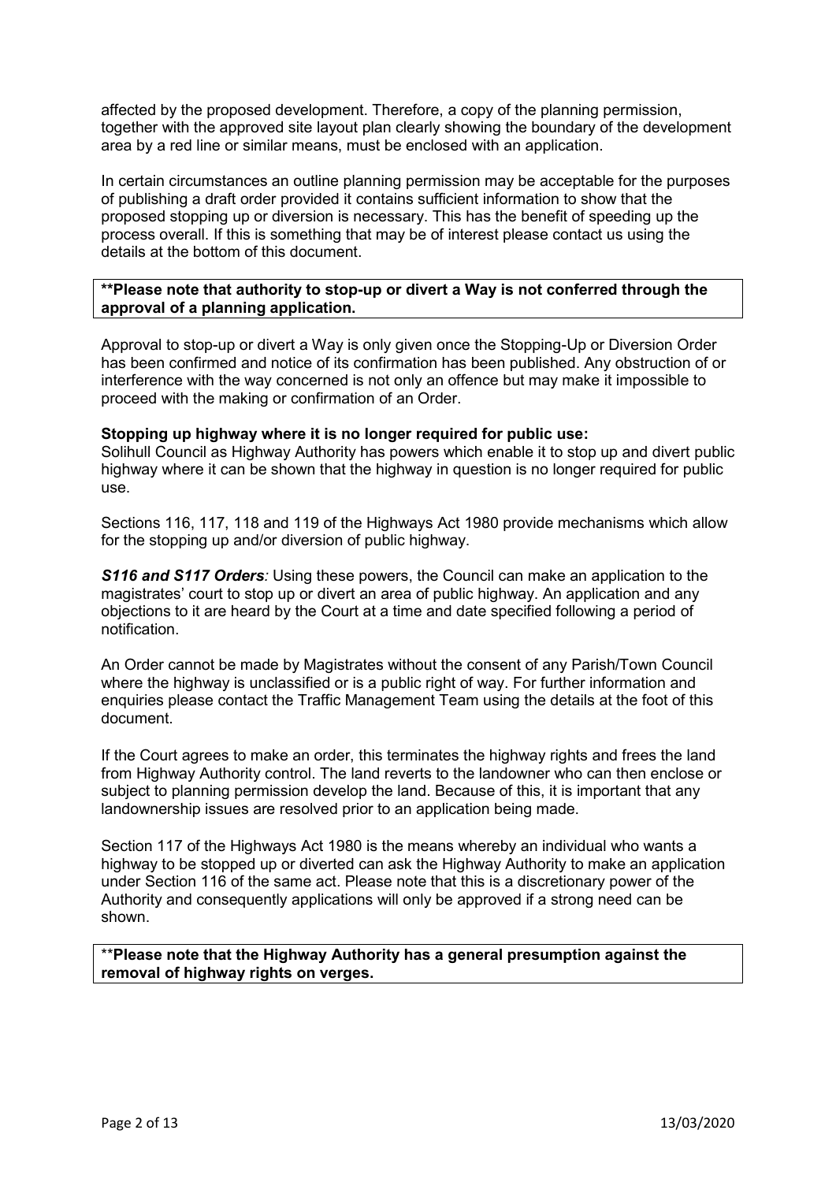affected by the proposed development. Therefore, a copy of the planning permission, together with the approved site layout plan clearly showing the boundary of the development area by a red line or similar means, must be enclosed with an application.

In certain circumstances an outline planning permission may be acceptable for the purposes of publishing a draft order provided it contains sufficient information to show that the proposed stopping up or diversion is necessary. This has the benefit of speeding up the process overall. If this is something that may be of interest please contact us using the details at the bottom of this document.

**\*\*Please note that authority to stop-up or divert a Way is not conferred through the approval of a planning application.**

Approval to stop-up or divert a Way is only given once the Stopping-Up or Diversion Order has been confirmed and notice of its confirmation has been published. Any obstruction of or interference with the way concerned is not only an offence but may make it impossible to proceed with the making or confirmation of an Order.

**Stopping up highway where it is no longer required for public use:**
Solihull Council as Highway Authority has powers which enable it to stop up and divert public highway where it can be shown that the highway in question is no longer required for public use.

Sections 116, 117, 118 and 119 of the Highways Act 1980 provide mechanisms which allow for the stopping up and/or diversion of public highway.

***S116 and S117 Orders****:* Using these powers, the Council can make an application to the magistrates' court to stop up or divert an area of public highway. An application and any objections to it are heard by the Court at a time and date specified following a period of notification.

An Order cannot be made by Magistrates without the consent of any Parish/Town Council where the highway is unclassified or is a public right of way. For further information and enquiries please contact the Traffic Management Team using the details at the foot of this document.

If the Court agrees to make an order, this terminates the highway rights and frees the land from Highway Authority control. The land reverts to the landowner who can then enclose or subject to planning permission develop the land. Because of this, it is important that any landownership issues are resolved prior to an application being made.

Section 117 of the Highways Act 1980 is the means whereby an individual who wants a highway to be stopped up or diverted can ask the Highway Authority to make an application under Section 116 of the same act. Please note that this is a discretionary power of the Authority and consequently applications will only be approved if a strong need can be shown.

**\*\*Please note that the Highway Authority has a general presumption against the removal of highway rights on verges.**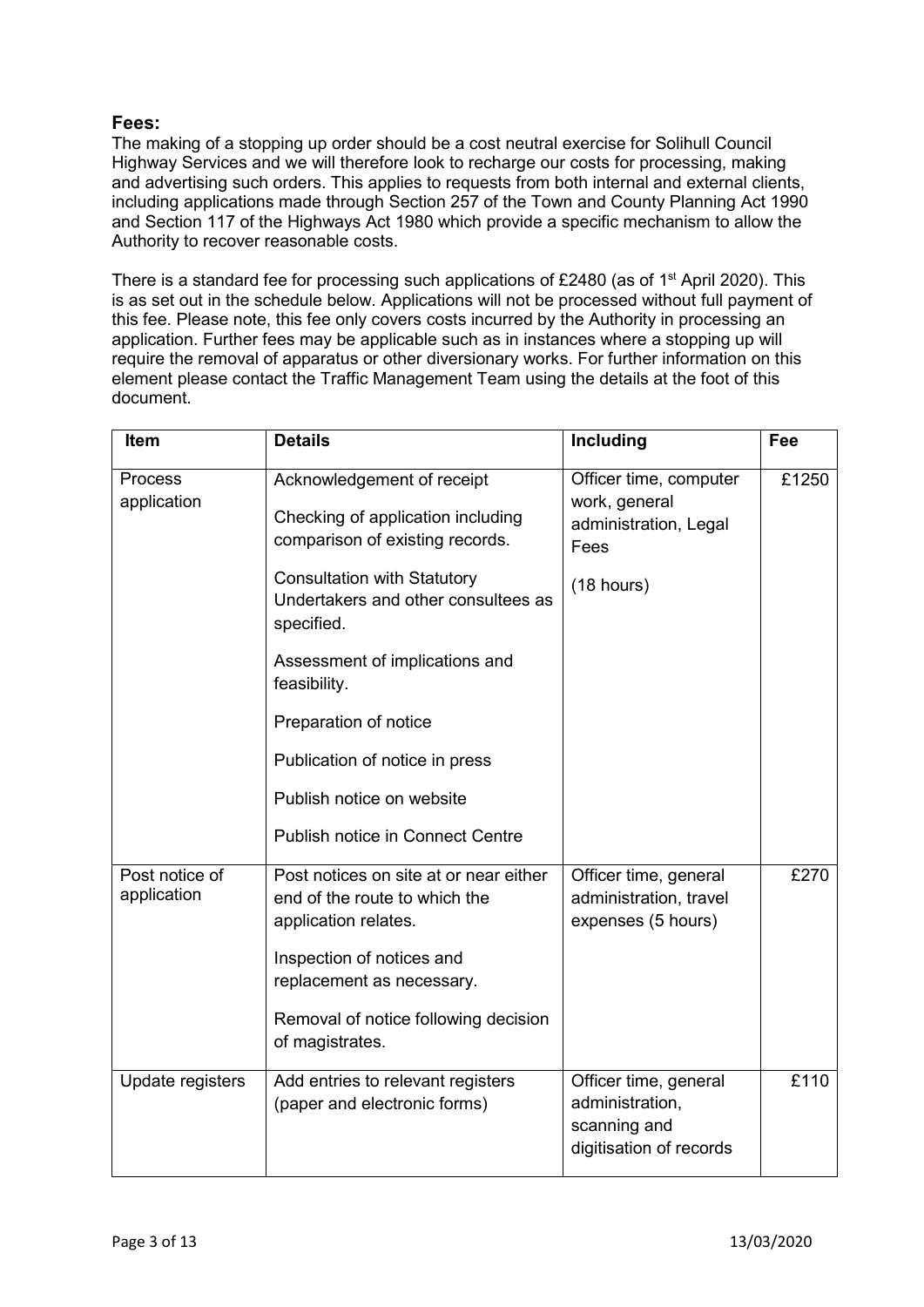## Fees:

The making of a stopping up order should be a cost neutral exercise for Solihull Council Highway Services and we will therefore look to recharge our costs for processing, making and advertising such orders. This applies to requests from both internal and external clients, including applications made through Section 257 of the Town and County Planning Act 1990 and Section 117 of the Highways Act 1980 which provide a specific mechanism to allow the Authority to recover reasonable costs.

There is a standard fee for processing such applications of £2480 (as of 1st April 2020). This is as set out in the schedule below. Applications will not be processed without full payment of this fee. Please note, this fee only covers costs incurred by the Authority in processing an application. Further fees may be applicable such as in instances where a stopping up will require the removal of apparatus or other diversionary works. For further information on this element please contact the Traffic Management Team using the details at the foot of this document.

| Item | Details | Including | Fee |
|---|---|---|---|
| Process application | Acknowledgement of receipt<br><br>Checking of application including comparison of existing records.<br><br>Consultation with Statutory Undertakers and other consultees as specified.<br><br>Assessment of implications and feasibility.<br><br>Preparation of notice<br><br>Publication of notice in press<br><br>Publish notice on website<br><br>Publish notice in Connect Centre | Officer time, computer work, general administration, Legal Fees<br><br>(18 hours) | £1250 |
| Post notice of application | Post notices on site at or near either end of the route to which the application relates.<br><br>Inspection of notices and replacement as necessary.<br><br>Removal of notice following decision of magistrates. | Officer time, general administration, travel expenses (5 hours) | £270 |
| Update registers | Add entries to relevant registers (paper and electronic forms) | Officer time, general administration, scanning and digitisation of records | £110 |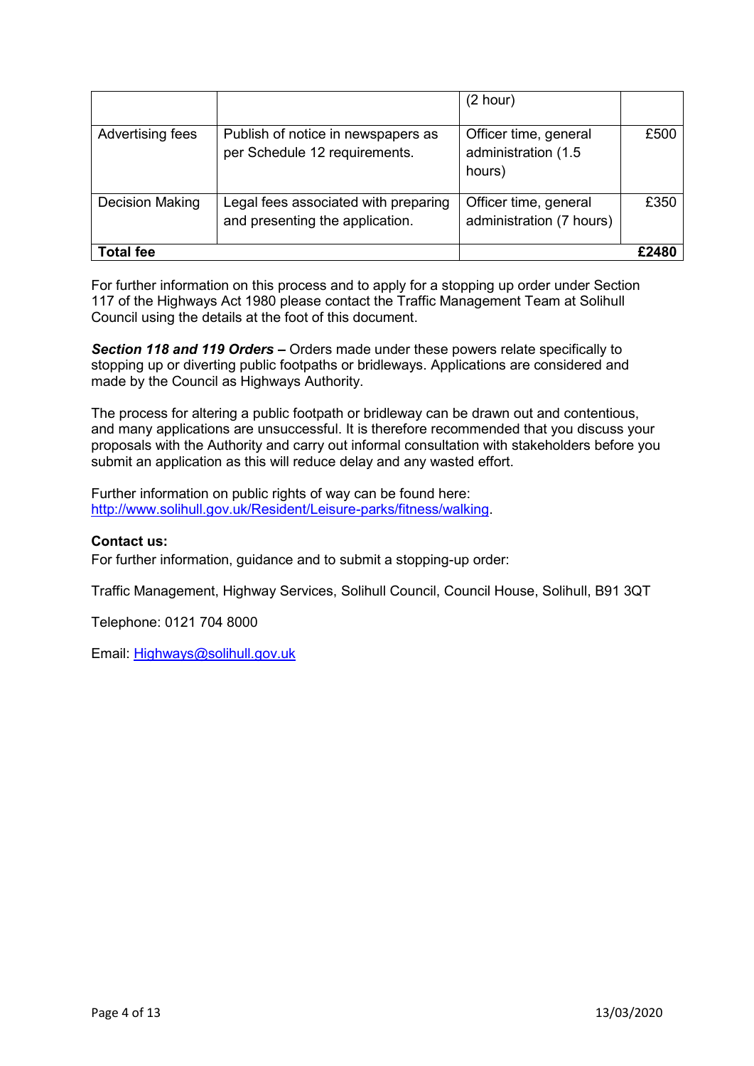| | | (2 hour) | |
|---|---|---|---|
| Advertising fees | Publish of notice in newspapers as per Schedule 12 requirements. | Officer time, general administration (1.5 hours) | £500 |
| Decision Making | Legal fees associated with preparing and presenting the application. | Officer time, general administration (7 hours) | £350 |
| **Total fee** | | | **£2480** |

For further information on this process and to apply for a stopping up order under Section 117 of the Highways Act 1980 please contact the Traffic Management Team at Solihull Council using the details at the foot of this document.

***Section 118 and 119 Orders –*** Orders made under these powers relate specifically to stopping up or diverting public footpaths or bridleways. Applications are considered and made by the Council as Highways Authority.

The process for altering a public footpath or bridleway can be drawn out and contentious, and many applications are unsuccessful. It is therefore recommended that you discuss your proposals with the Authority and carry out informal consultation with stakeholders before you submit an application as this will reduce delay and any wasted effort.

Further information on public rights of way can be found here: http://www.solihull.gov.uk/Resident/Leisure-parks/fitness/walking.

**Contact us:**

For further information, guidance and to submit a stopping-up order:

Traffic Management, Highway Services, Solihull Council, Council House, Solihull, B91 3QT

Telephone: 0121 704 8000

Email: Highways@solihull.gov.uk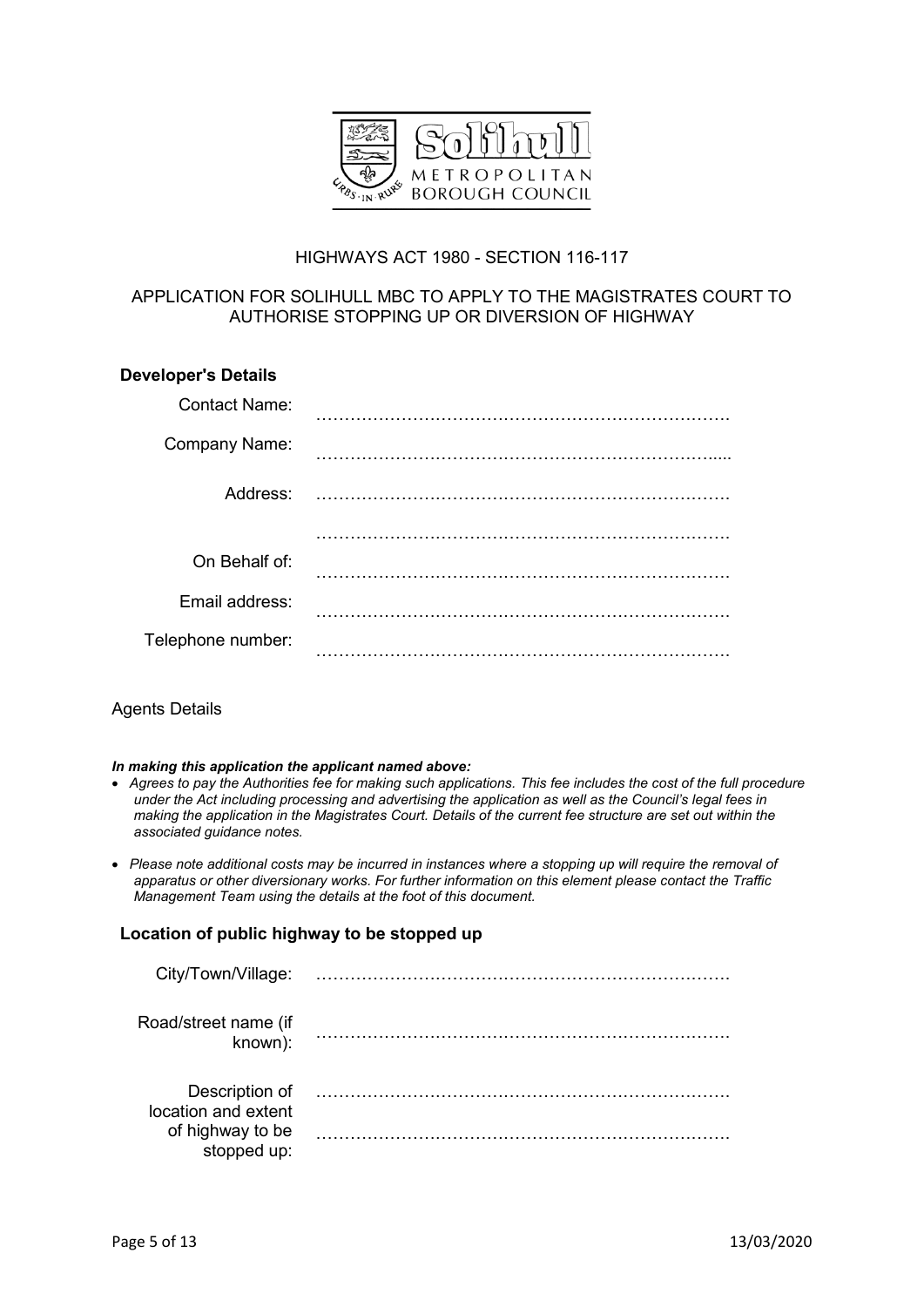HIGHWAYS ACT 1980 - SECTION 116-117

APPLICATION FOR SOLIHULL MBC TO APPLY TO THE MAGISTRATES COURT TO AUTHORISE STOPPING UP OR DIVERSION OF HIGHWAY

**Developer's Details**

Contact Name: ……………………………………………………………….

Company Name: ……………………………………………………………….

Address: ……………………………………………………………….

……………………………………………………………….

On Behalf of: ……………………………………………………………….

Email address: ……………………………………………………………….

Telephone number: ……………………………………………………………….

Agents Details

***In making this application the applicant named above:***

- *Agrees to pay the Authorities fee for making such applications. This fee includes the cost of the full procedure under the Act including processing and advertising the application as well as the Council's legal fees in making the application in the Magistrates Court. Details of the current fee structure are set out within the associated guidance notes.*
- *Please note additional costs may be incurred in instances where a stopping up will require the removal of apparatus or other diversionary works. For further information on this element please contact the Traffic Management Team using the details at the foot of this document.*

**Location of public highway to be stopped up**

City/Town/Village: ……………………………………………………………….

Road/street name (if known): ……………………………………………………………….

Description of location and extent of highway to be stopped up: ……………………………………………………………….

……………………………………………………………….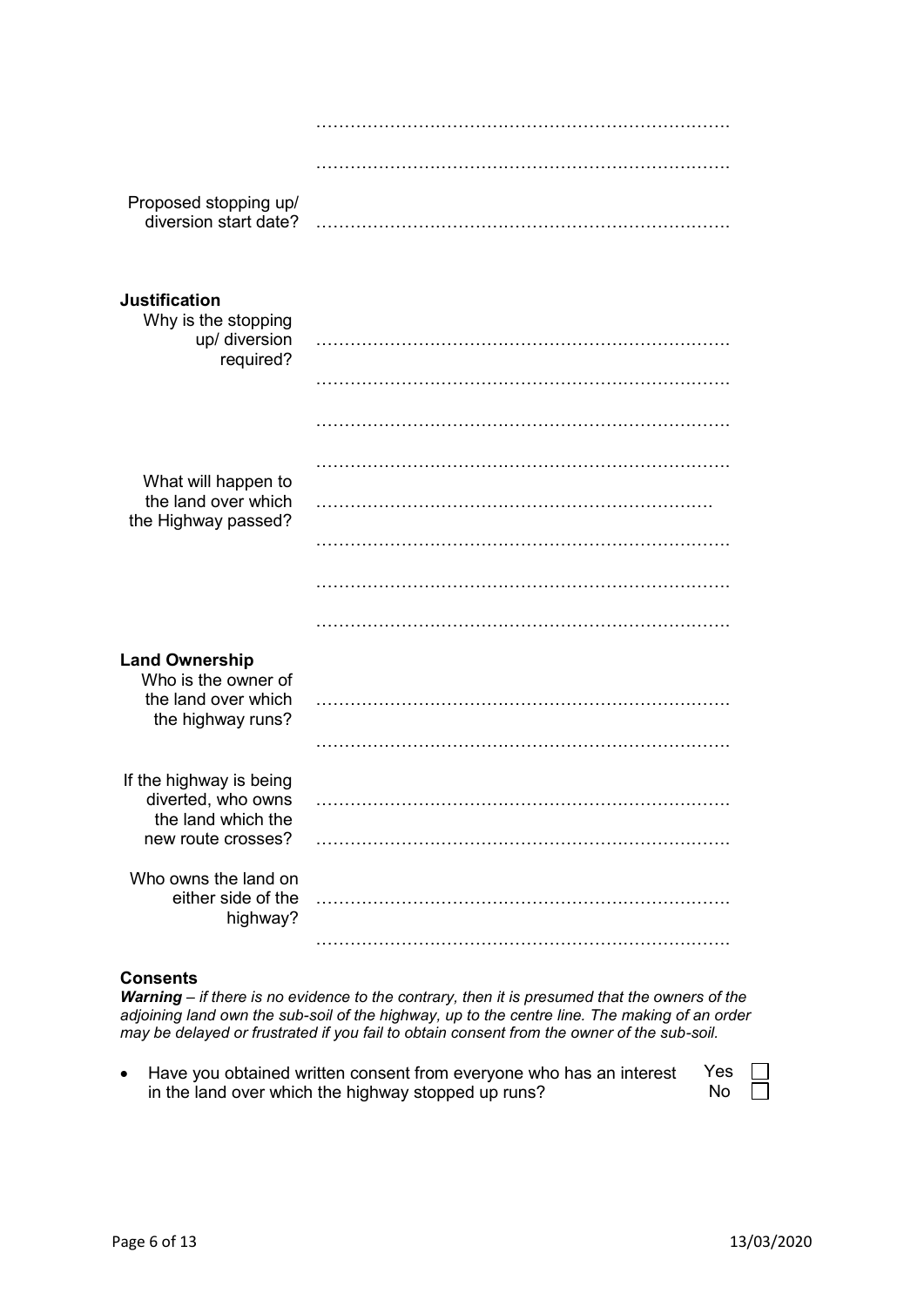……………………………………………………………………

……………………………………………………………………

Proposed stopping up/ diversion start date? ……………………………………………………………………

**Justification**

Why is the stopping up/ diversion required? ……………………………………………………………………

……………………………………………………………………

……………………………………………………………………

……………………………………………………………………

What will happen to the land over which the Highway passed? …………………………………………………………………

……………………………………………………………………

……………………………………………………………………

……………………………………………………………………

**Land Ownership**

Who is the owner of the land over which the highway runs? ……………………………………………………………………

……………………………………………………………………

If the highway is being diverted, who owns the land which the new route crosses? ……………………………………………………………………

……………………………………………………………………

Who owns the land on either side of the highway? ……………………………………………………………………

……………………………………………………………………

**Consents**

***Warning*** *– if there is no evidence to the contrary, then it is presumed that the owners of the adjoining land own the sub-soil of the highway, up to the centre line. The making of an order may be delayed or frustrated if you fail to obtain consent from the owner of the sub-soil.*

- Have you obtained written consent from everyone who has an interest in the land over which the highway stopped up runs? Yes ☐ No ☐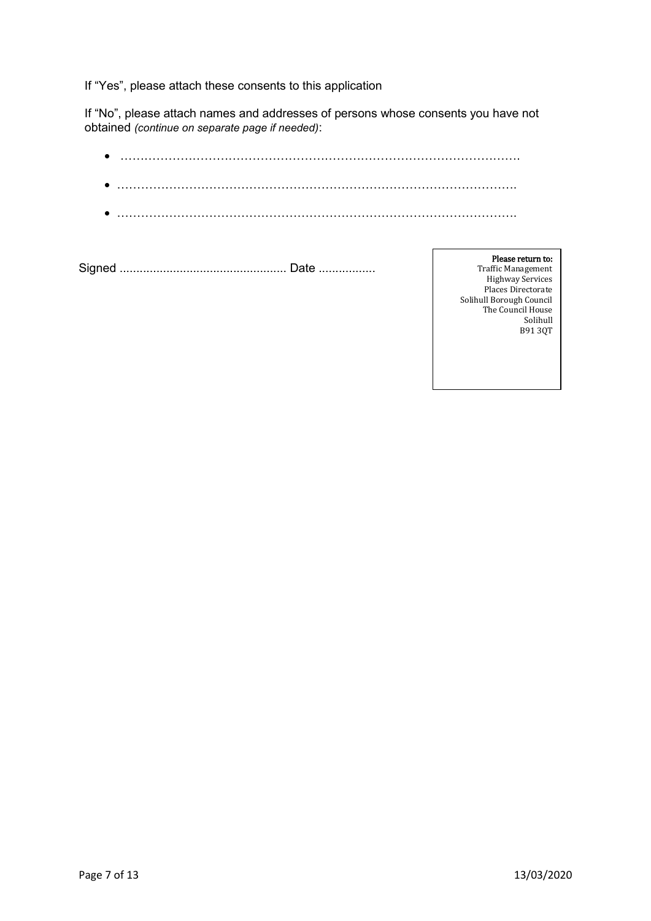If "Yes", please attach these consents to this application

If "No", please attach names and addresses of persons whose consents you have not obtained *(continue on separate page if needed)*:

- …………………………………………………………………………………………
- …………………………………………………………………………………………
- …………………………………………………………………………………………

Signed ................................................. Date .................

**Please return to:**
Traffic Management
Highway Services
Places Directorate
Solihull Borough Council
The Council House
Solihull
B91 3QT

13/03/2020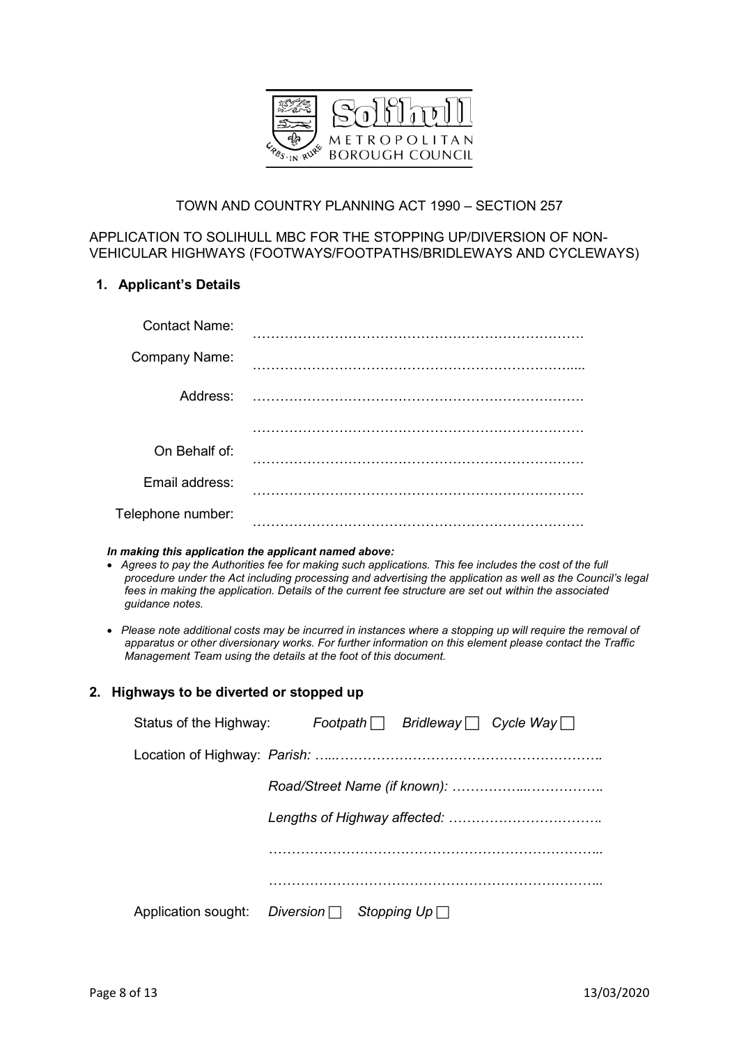Solihull Metropolitan Borough Council

TOWN AND COUNTRY PLANNING ACT 1990 – SECTION 257

APPLICATION TO SOLIHULL MBC FOR THE STOPPING UP/DIVERSION OF NON-VEHICULAR HIGHWAYS (FOOTWAYS/FOOTPATHS/BRIDLEWAYS AND CYCLEWAYS)

## 1. Applicant's Details

Contact Name: ……………………………………………………………….

Company Name: ……………………………………………………………….

Address: ……………………………………………………………….

……………………………………………………………….

On Behalf of: ……………………………………………………………….

Email address: ……………………………………………………………….

Telephone number: ……………………………………………………………….

***In making this application the applicant named above:***

- *Agrees to pay the Authorities fee for making such applications. This fee includes the cost of the full procedure under the Act including processing and advertising the application as well as the Council's legal fees in making the application. Details of the current fee structure are set out within the associated guidance notes.*
- *Please note additional costs may be incurred in instances where a stopping up will require the removal of apparatus or other diversionary works. For further information on this element please contact the Traffic Management Team using the details at the foot of this document.*

## 2. Highways to be diverted or stopped up

Status of the Highway: *Footpath* ☐ *Bridleway* ☐ *Cycle Way* ☐

Location of Highway: *Parish: ………………………………………………………….*

*Road/Street Name (if known): ……………………………….*

*Lengths of Highway affected: …………………………….*

*……………………………………………………………….*

*……………………………………………………………….*

Application sought: *Diversion* ☐ *Stopping Up* ☐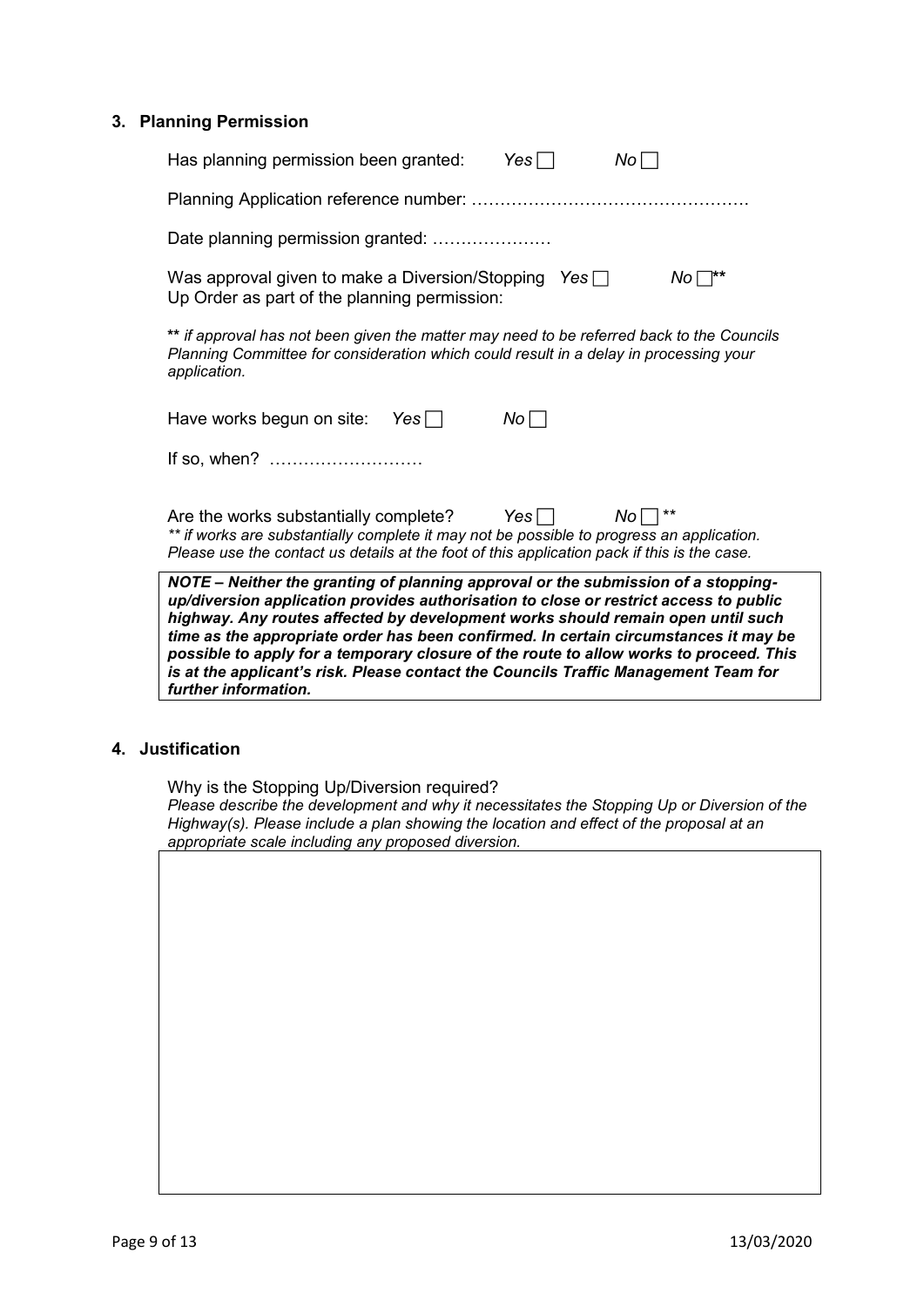## 3. Planning Permission

Has planning permission been granted: *Yes* ☐ *No* ☐

Planning Application reference number: ………………………………………….

Date planning permission granted: …………………

Was approval given to make a Diversion/Stopping Up Order as part of the planning permission: *Yes* ☐ *No* ☐**

**** *if approval has not been given the matter may need to be referred back to the Councils Planning Committee for consideration which could result in a delay in processing your application.*

Have works begun on site: *Yes* ☐ *No* ☐

If so, when? ………………………

Are the works substantially complete? *Yes* ☐ *No* ☐ **

*** if works are substantially complete it may not be possible to progress an application. Please use the contact us details at the foot of this application pack if this is the case.*

***NOTE – Neither the granting of planning approval or the submission of a stopping-up/diversion application provides authorisation to close or restrict access to public highway. Any routes affected by development works should remain open until such time as the appropriate order has been confirmed. In certain circumstances it may be possible to apply for a temporary closure of the route to allow works to proceed. This is at the applicant's risk. Please contact the Councils Traffic Management Team for further information.***

## 4. Justification

Why is the Stopping Up/Diversion required?

*Please describe the development and why it necessitates the Stopping Up or Diversion of the Highway(s). Please include a plan showing the location and effect of the proposal at an appropriate scale including any proposed diversion.*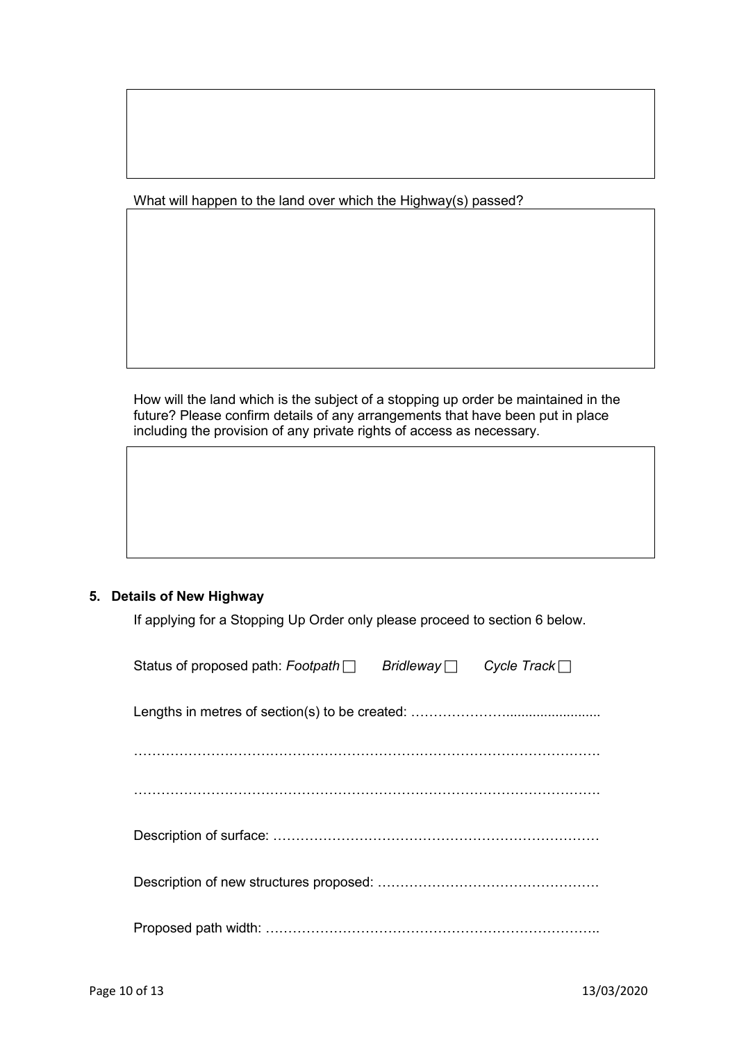What will happen to the land over which the Highway(s) passed?

How will the land which is the subject of a stopping up order be maintained in the future? Please confirm details of any arrangements that have been put in place including the provision of any private rights of access as necessary.

## 5. Details of New Highway

If applying for a Stopping Up Order only please proceed to section 6 below.

Status of proposed path: *Footpath* ☐ *Bridleway* ☐ *Cycle Track* ☐

Lengths in metres of section(s) to be created: ……………………........................

…………………………………………………………………………………….

…………………………………………………………………………………….

Description of surface: ………………………………………………………………

Description of new structures proposed: ………………………………………….

Proposed path width: ………………………………………………………………..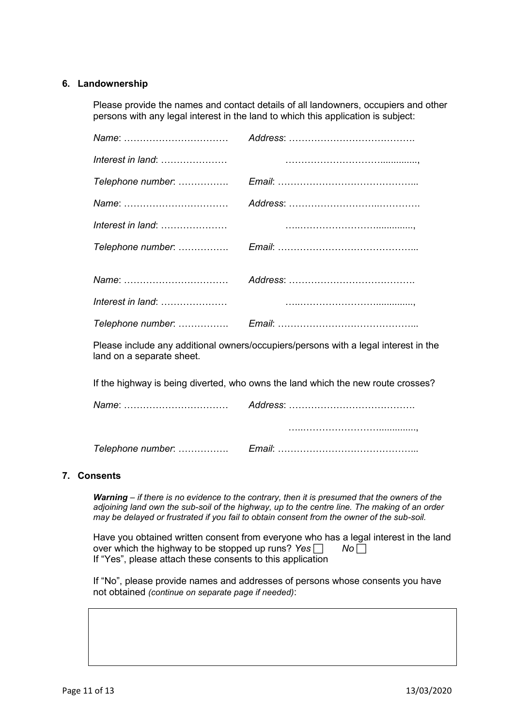## 6. Landownership

Please provide the names and contact details of all landowners, occupiers and other persons with any legal interest in the land to which this application is subject:

*Name*: …………………………… *Address*: ………………………………….

*Interest in land*: ………………… …………………………..............,

*Telephone number*: ……………. *Email*: ……………………………………...

*Name*: …………………………… *Address*: ……………………….………….

*Interest in land*: ………………… …..…………………….............,

*Telephone number*: ……………. *Email*: ……………………………………...

*Name*: …………….…………… *Address*: …….…………………………….

*Interest in land*: ………………… …..…………………….............,

*Telephone number*: ……………. *Email*: ……………………………………...

Please include any additional owners/occupiers/persons with a legal interest in the land on a separate sheet.

If the highway is being diverted, who owns the land which the new route crosses?

*Name*: …………………………… *Address*: ………………………………….

…..…………………….............,

*Telephone number*: ……………. *Email*: ……………………………………...

## 7. Consents

***Warning*** *– if there is no evidence to the contrary, then it is presumed that the owners of the adjoining land own the sub-soil of the highway, up to the centre line. The making of an order may be delayed or frustrated if you fail to obtain consent from the owner of the sub-soil.*

Have you obtained written consent from everyone who has a legal interest in the land over which the highway to be stopped up runs? *Yes* ☐ *No* ☐
If "Yes", please attach these consents to this application

If "No", please provide names and addresses of persons whose consents you have not obtained *(continue on separate page if needed)*:

| |
|---|
| |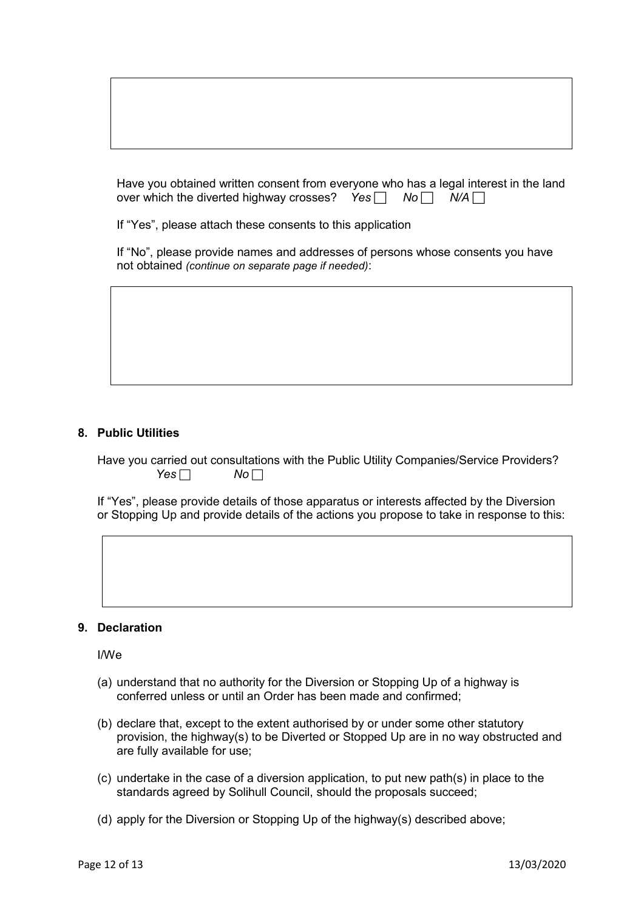Have you obtained written consent from everyone who has a legal interest in the land over which the diverted highway crosses? *Yes* ☐ *No* ☐ *N/A* ☐

If "Yes", please attach these consents to this application

If "No", please provide names and addresses of persons whose consents you have not obtained *(continue on separate page if needed)*:

## 8. Public Utilities

Have you carried out consultations with the Public Utility Companies/Service Providers?
*Yes* ☐ *No* ☐

If "Yes", please provide details of those apparatus or interests affected by the Diversion or Stopping Up and provide details of the actions you propose to take in response to this:

## 9. Declaration

I/We

(a) understand that no authority for the Diversion or Stopping Up of a highway is conferred unless or until an Order has been made and confirmed;

(b) declare that, except to the extent authorised by or under some other statutory provision, the highway(s) to be Diverted or Stopped Up are in no way obstructed and are fully available for use;

(c) undertake in the case of a diversion application, to put new path(s) in place to the standards agreed by Solihull Council, should the proposals succeed;

(d) apply for the Diversion or Stopping Up of the highway(s) described above;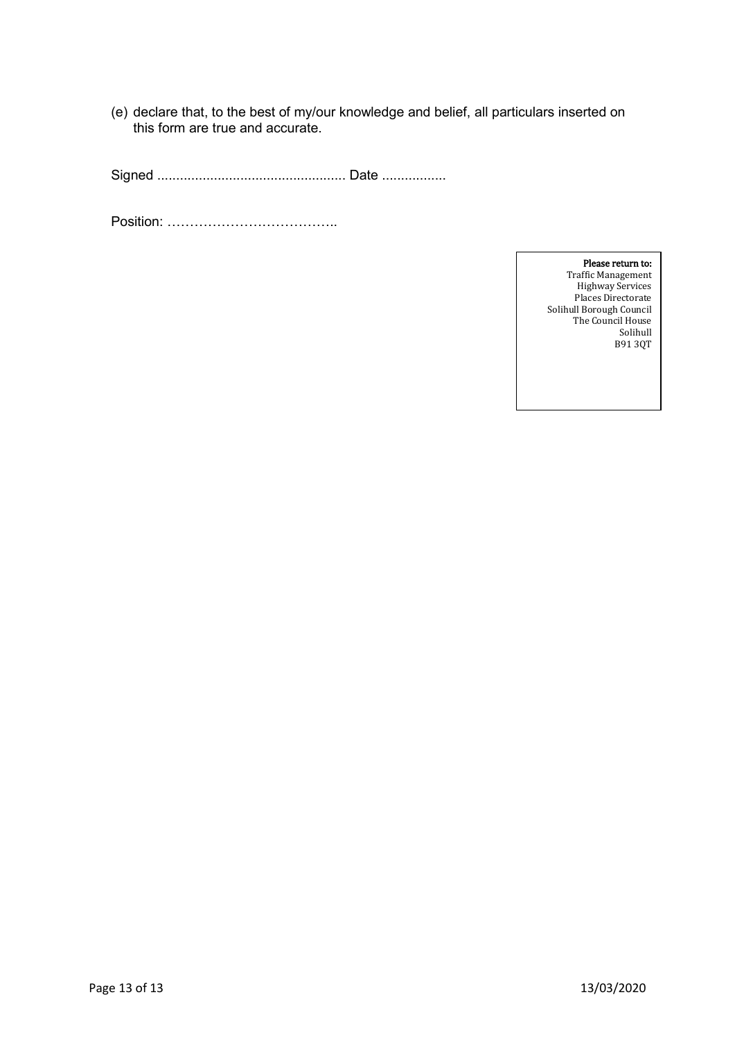(e) declare that, to the best of my/our knowledge and belief, all particulars inserted on this form are true and accurate.

Signed ................................................. Date .................

Position: ………………………………..

**Please return to:**
Traffic Management
Highway Services
Places Directorate
Solihull Borough Council
The Council House
Solihull
B91 3QT